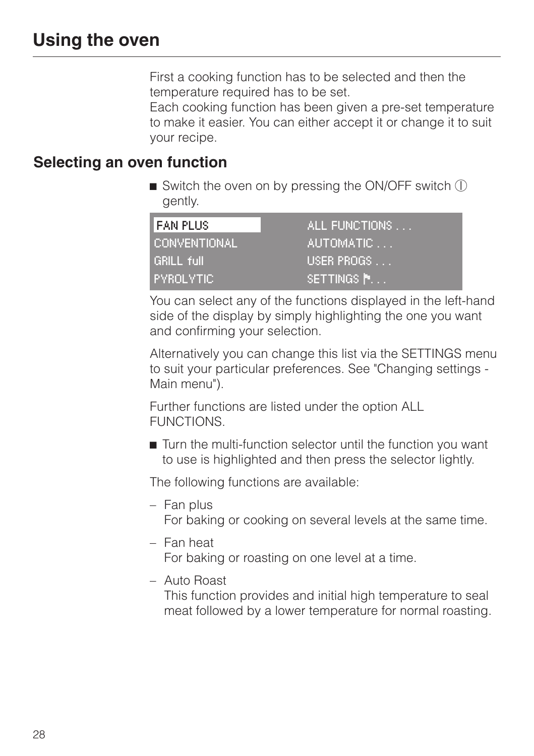# Using the oven

First a cooking function has to be selected and then the temperature required has to be set.
Each cooking function has been given a pre-set temperature to make it easier. You can either accept it or change it to suit your recipe.

## Selecting an oven function

- Switch the oven on by pressing the ON/OFF switch ⓘ gently.

| FAN PLUS | ALL FUNCTIONS . . . |
|---|---|
| CONVENTIONAL | AUTOMATIC . . . |
| GRILL full | USER PROGS . . . |
| PYROLYTIC | SETTINGS ⚑. . . |

You can select any of the functions displayed in the left-hand side of the display by simply highlighting the one you want and confirming your selection.

Alternatively you can change this list via the SETTINGS menu to suit your particular preferences. See "Changing settings - Main menu").

Further functions are listed under the option ALL FUNCTIONS.

- Turn the multi-function selector until the function you want to use is highlighted and then press the selector lightly.

The following functions are available:

- Fan plus
  For baking or cooking on several levels at the same time.
- Fan heat
  For baking or roasting on one level at a time.
- Auto Roast
  This function provides and initial high temperature to seal meat followed by a lower temperature for normal roasting.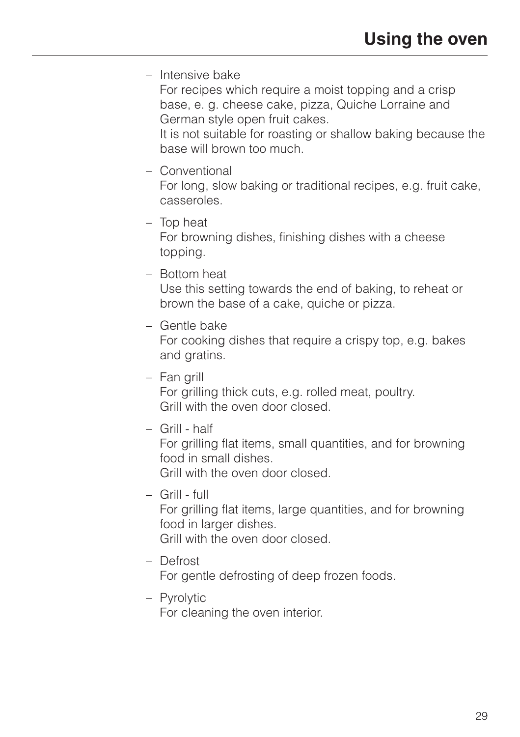- Intensive bake
  For recipes which require a moist topping and a crisp base, e. g. cheese cake, pizza, Quiche Lorraine and German style open fruit cakes.
  It is not suitable for roasting or shallow baking because the base will brown too much.
- Conventional
  For long, slow baking or traditional recipes, e.g. fruit cake, casseroles.
- Top heat
  For browning dishes, finishing dishes with a cheese topping.
- Bottom heat
  Use this setting towards the end of baking, to reheat or brown the base of a cake, quiche or pizza.
- Gentle bake
  For cooking dishes that require a crispy top, e.g. bakes and gratins.
- Fan grill
  For grilling thick cuts, e.g. rolled meat, poultry.
  Grill with the oven door closed.
- Grill - half
  For grilling flat items, small quantities, and for browning food in small dishes.
  Grill with the oven door closed.
- Grill - full
  For grilling flat items, large quantities, and for browning food in larger dishes.
  Grill with the oven door closed.
- Defrost
  For gentle defrosting of deep frozen foods.
- Pyrolytic
  For cleaning the oven interior.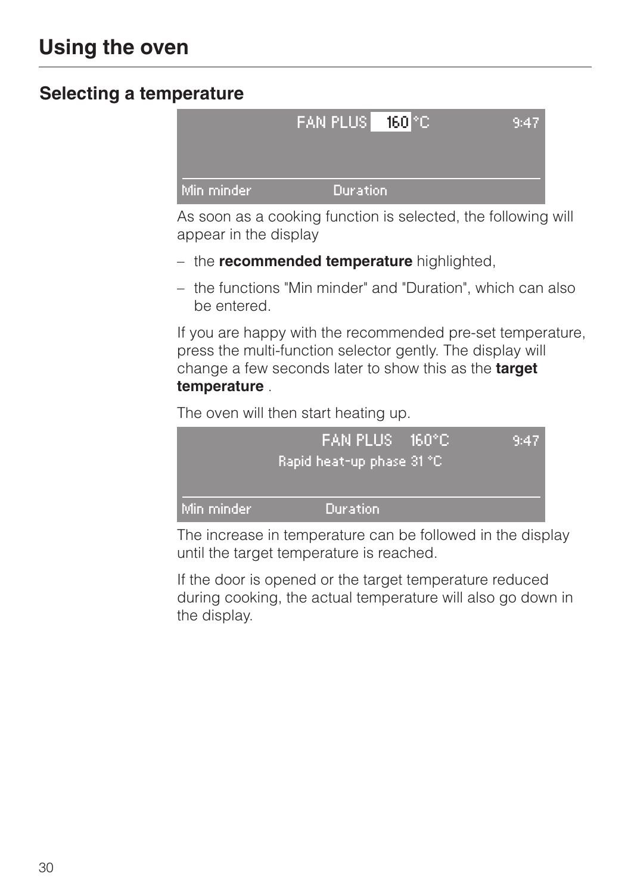# Using the oven

## Selecting a temperature

FAN PLUS 160 °C 9:47

Min minder Duration

As soon as a cooking function is selected, the following will appear in the display

- the **recommended temperature** highlighted,
- the functions "Min minder" and "Duration", which can also be entered.

If you are happy with the recommended pre-set temperature, press the multi-function selector gently. The display will change a few seconds later to show this as the **target temperature** .

The oven will then start heating up.

FAN PLUS 160°C 9:47

Rapid heat-up phase 31 °C

Min minder Duration

The increase in temperature can be followed in the display until the target temperature is reached.

If the door is opened or the target temperature reduced during cooking, the actual temperature will also go down in the display.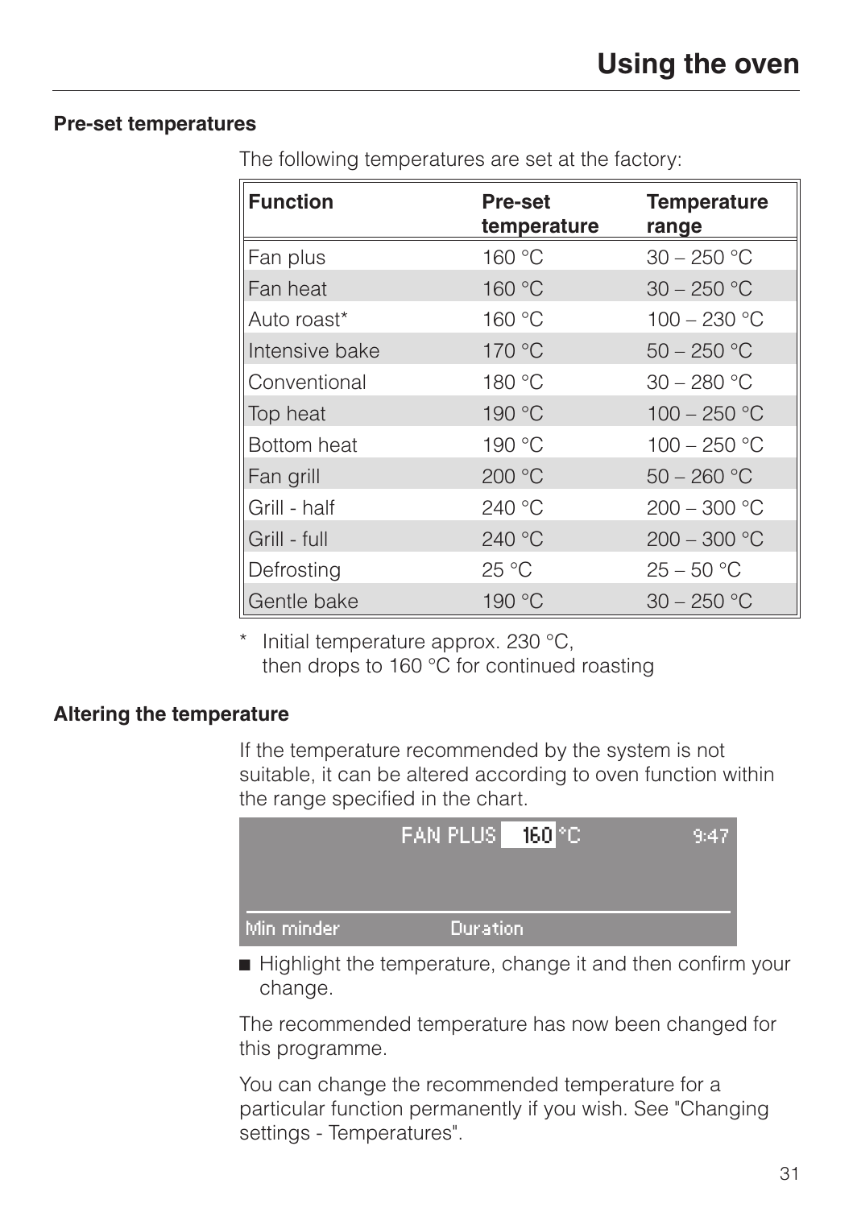## Pre-set temperatures

The following temperatures are set at the factory:

| Function | Pre-set temperature | Temperature range |
|---|---|---|
| Fan plus | 160 °C | 30 – 250 °C |
| Fan heat | 160 °C | 30 – 250 °C |
| Auto roast* | 160 °C | 100 – 230 °C |
| Intensive bake | 170 °C | 50 – 250 °C |
| Conventional | 180 °C | 30 – 280 °C |
| Top heat | 190 °C | 100 – 250 °C |
| Bottom heat | 190 °C | 100 – 250 °C |
| Fan grill | 200 °C | 50 – 260 °C |
| Grill - half | 240 °C | 200 – 300 °C |
| Grill - full | 240 °C | 200 – 300 °C |
| Defrosting | 25 °C | 25 – 50 °C |
| Gentle bake | 190 °C | 30 – 250 °C |

\* Initial temperature approx. 230 °C, then drops to 160 °C for continued roasting

## Altering the temperature

If the temperature recommended by the system is not suitable, it can be altered according to oven function within the range specified in the chart.

```
FAN PLUS  160 °C                    9:47

Min minder        Duration
```

- Highlight the temperature, change it and then confirm your change.

The recommended temperature has now been changed for this programme.

You can change the recommended temperature for a particular function permanently if you wish. See "Changing settings - Temperatures".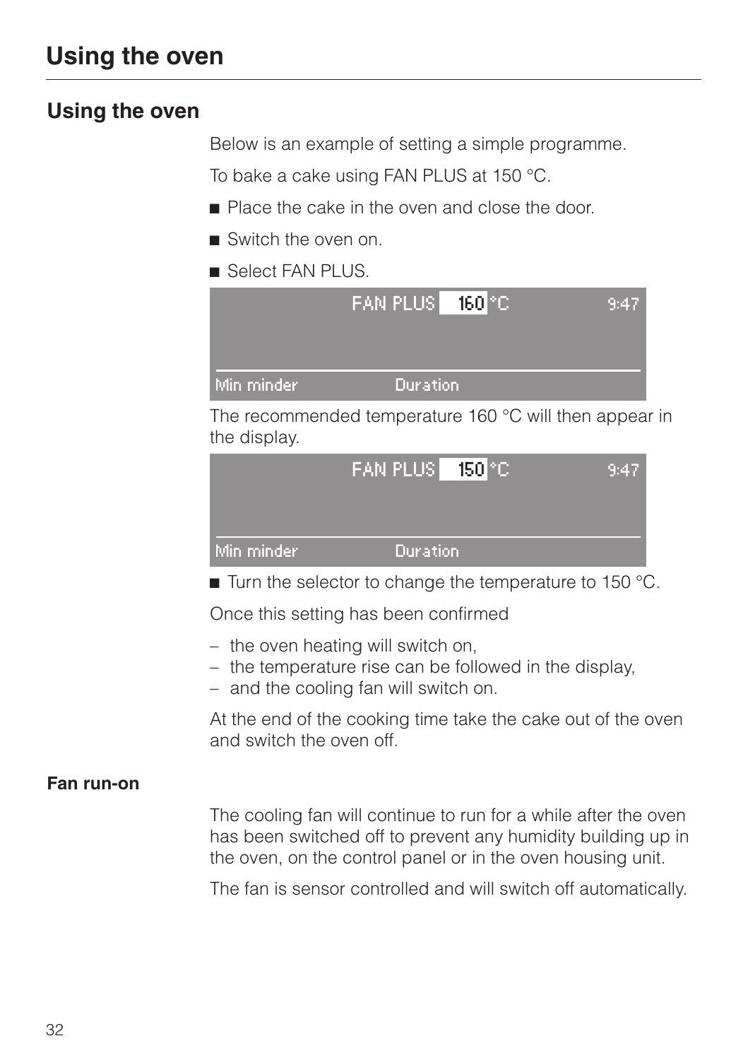# Using the oven

## Using the oven

Below is an example of setting a simple programme.

To bake a cake using FAN PLUS at 150 °C.

- Place the cake in the oven and close the door.
- Switch the oven on.
- Select FAN PLUS.

```
FAN PLUS  160 °C          9:47

Min minder       Duration
```

The recommended temperature 160 °C will then appear in the display.

```
FAN PLUS  150 °C          9:47

Min minder       Duration
```

- Turn the selector to change the temperature to 150 °C.

Once this setting has been confirmed

- the oven heating will switch on,
- the temperature rise can be followed in the display,
- and the cooling fan will switch on.

At the end of the cooking time take the cake out of the oven and switch the oven off.

### Fan run-on

The cooling fan will continue to run for a while after the oven has been switched off to prevent any humidity building up in the oven, on the control panel or in the oven housing unit.

The fan is sensor controlled and will switch off automatically.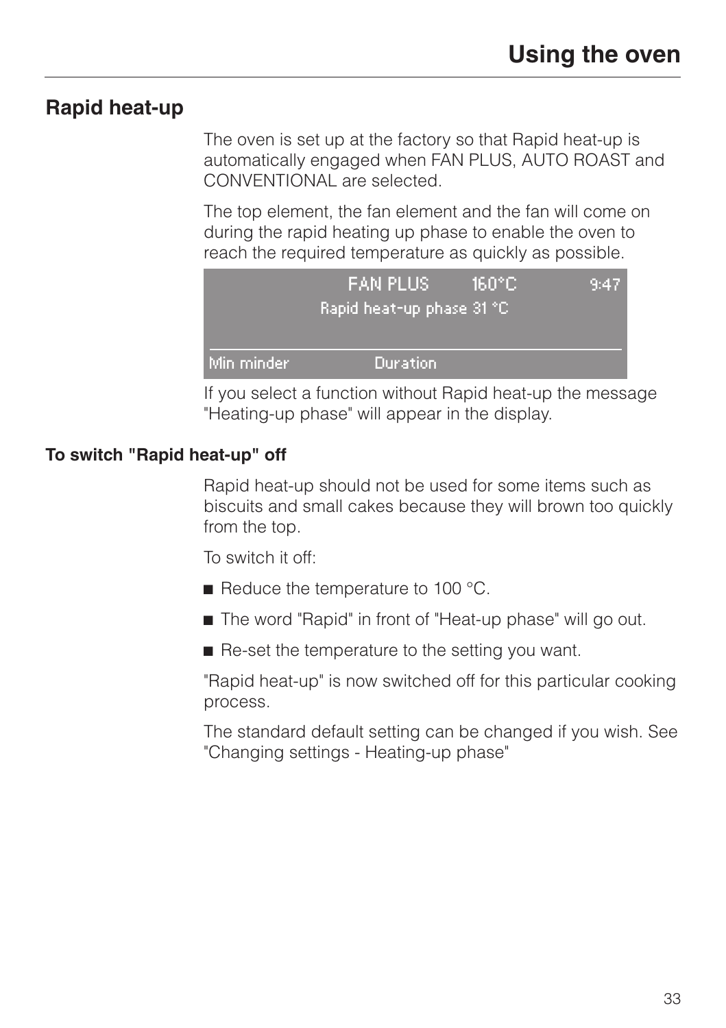## Rapid heat-up

The oven is set up at the factory so that Rapid heat-up is automatically engaged when FAN PLUS, AUTO ROAST and CONVENTIONAL are selected.

The top element, the fan element and the fan will come on during the rapid heating up phase to enable the oven to reach the required temperature as quickly as possible.

```
FAN PLUS    160°C    9:47
Rapid heat-up phase 31 °C

Min minder    Duration
```

If you select a function without Rapid heat-up the message "Heating-up phase" will appear in the display.

### To switch "Rapid heat-up" off

Rapid heat-up should not be used for some items such as biscuits and small cakes because they will brown too quickly from the top.

To switch it off:

- Reduce the temperature to 100 °C.
- The word "Rapid" in front of "Heat-up phase" will go out.
- Re-set the temperature to the setting you want.

"Rapid heat-up" is now switched off for this particular cooking process.

The standard default setting can be changed if you wish. See "Changing settings - Heating-up phase"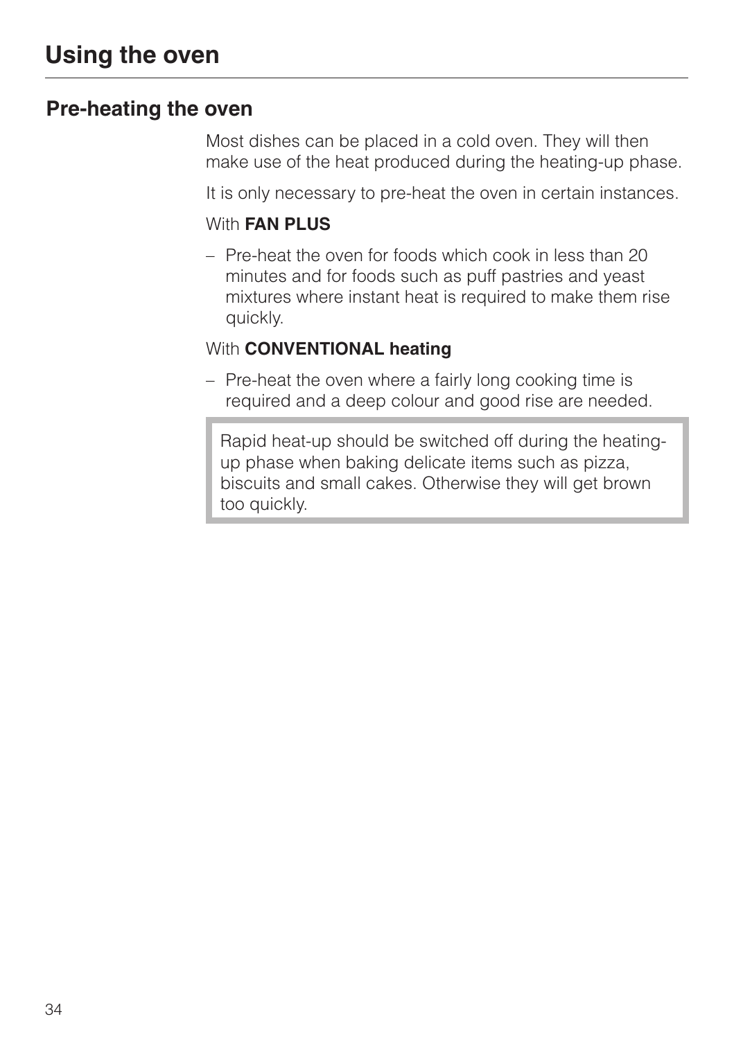# Using the oven

## Pre-heating the oven

Most dishes can be placed in a cold oven. They will then make use of the heat produced during the heating-up phase.

It is only necessary to pre-heat the oven in certain instances.

With **FAN PLUS**

– Pre-heat the oven for foods which cook in less than 20 minutes and for foods such as puff pastries and yeast mixtures where instant heat is required to make them rise quickly.

With **CONVENTIONAL heating**

– Pre-heat the oven where a fairly long cooking time is required and a deep colour and good rise are needed.

Rapid heat-up should be switched off during the heating-up phase when baking delicate items such as pizza, biscuits and small cakes. Otherwise they will get brown too quickly.